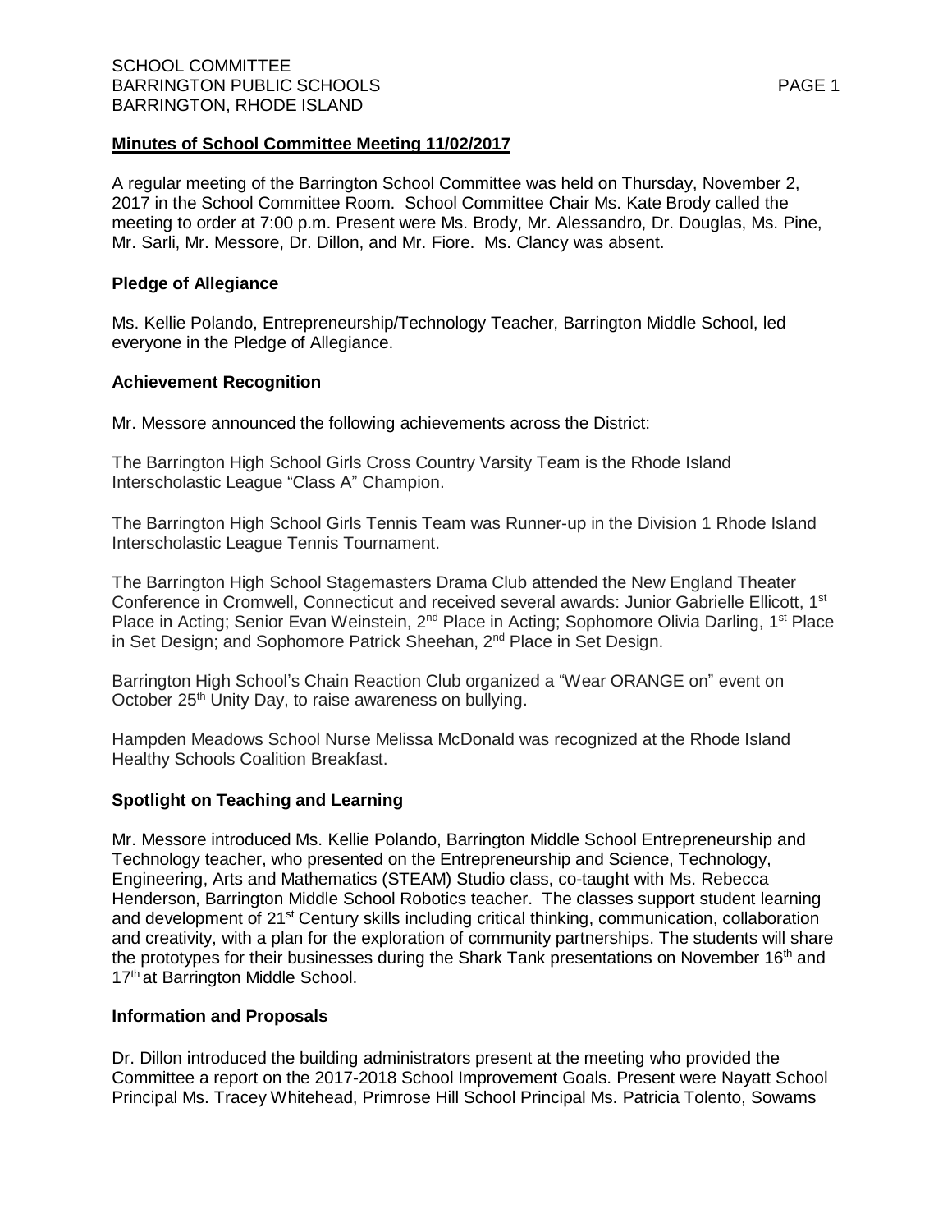## Minutes of School Committee Meeting 11/02/2017

A regular meeting of the Barrington School Committee was held on Thursday, November 2, 2017 in the School Committee Room. School Committee Chair Ms. Kate Brody called the meeting to order at 7:00 p.m. Present were Ms. Brody, Mr. Alessandro, Dr. Douglas, Ms. Pine, Mr. Sarli, Mr. Messore, Dr. Dillon, and Mr. Fiore. Ms. Clancy was absent.

### Pledge of Allegiance

Ms. Kellie Polando, Entrepreneurship/Technology Teacher, Barrington Middle School, led everyone in the Pledge of Allegiance.

### Achievement Recognition

Mr. Messore announced the following achievements across the District:

The Barrington High School Girls Cross Country Varsity Team is the Rhode Island Interscholastic League "Class A" Champion.

The Barrington High School Girls Tennis Team was Runner-up in the Division 1 Rhode Island Interscholastic League Tennis Tournament.

The Barrington High School Stagemasters Drama Club attended the New England Theater Conference in Cromwell, Connecticut and received several awards: Junior Gabrielle Ellicott, 1st Place in Acting; Senior Evan Weinstein, 2nd Place in Acting; Sophomore Olivia Darling, 1st Place in Set Design; and Sophomore Patrick Sheehan, 2nd Place in Set Design.

Barrington High School's Chain Reaction Club organized a "Wear ORANGE on" event on October 25th Unity Day, to raise awareness on bullying.

Hampden Meadows School Nurse Melissa McDonald was recognized at the Rhode Island Healthy Schools Coalition Breakfast.

### Spotlight on Teaching and Learning

Mr. Messore introduced Ms. Kellie Polando, Barrington Middle School Entrepreneurship and Technology teacher, who presented on the Entrepreneurship and Science, Technology, Engineering, Arts and Mathematics (STEAM) Studio class, co-taught with Ms. Rebecca Henderson, Barrington Middle School Robotics teacher. The classes support student learning and development of 21st Century skills including critical thinking, communication, collaboration and creativity, with a plan for the exploration of community partnerships. The students will share the prototypes for their businesses during the Shark Tank presentations on November 16th and 17th at Barrington Middle School.

### Information and Proposals

Dr. Dillon introduced the building administrators present at the meeting who provided the Committee a report on the 2017-2018 School Improvement Goals. Present were Nayatt School Principal Ms. Tracey Whitehead, Primrose Hill School Principal Ms. Patricia Tolento, Sowams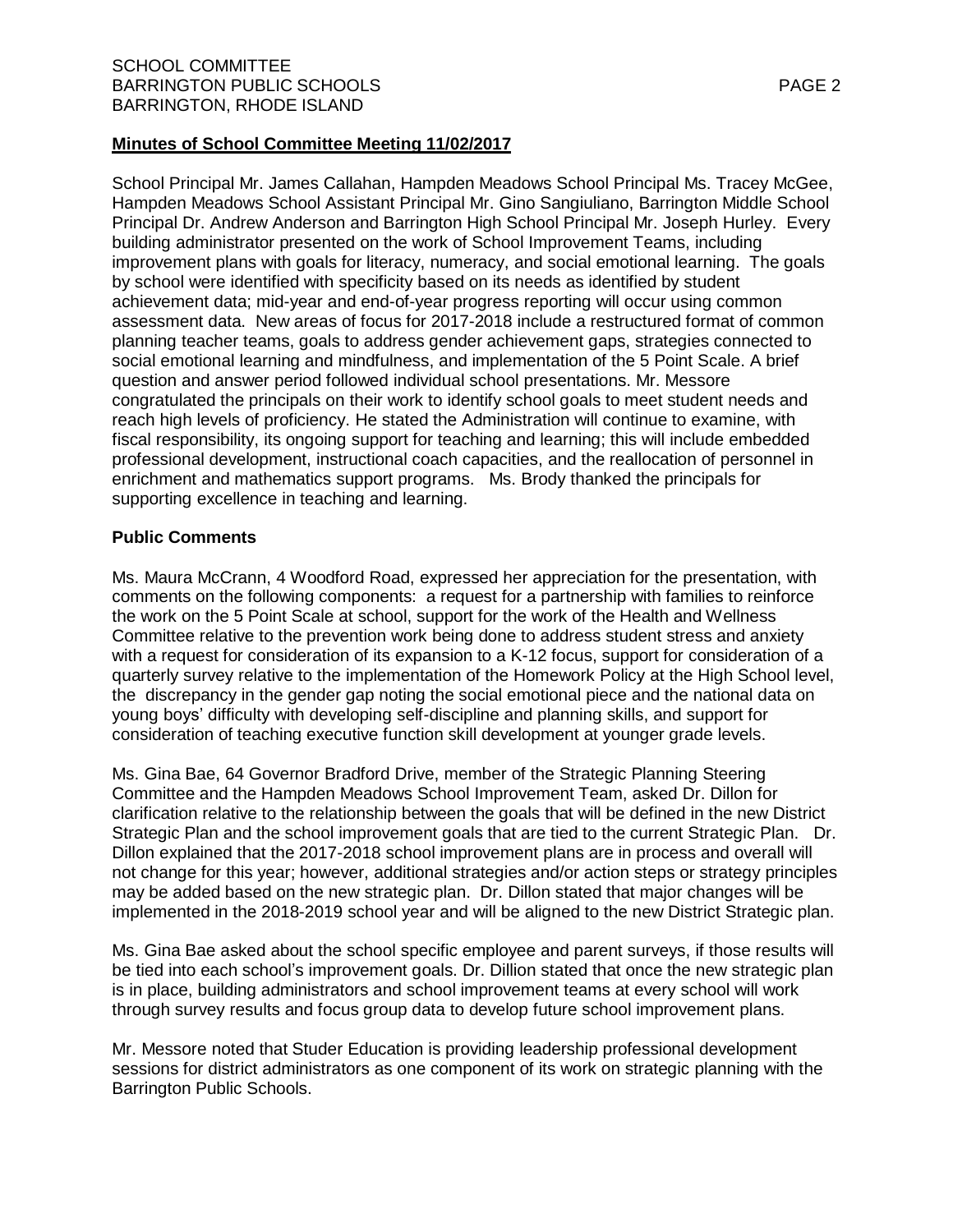**Minutes of School Committee Meeting 11/02/2017**

School Principal Mr. James Callahan, Hampden Meadows School Principal Ms. Tracey McGee, Hampden Meadows School Assistant Principal Mr. Gino Sangiuliano, Barrington Middle School Principal Dr. Andrew Anderson and Barrington High School Principal Mr. Joseph Hurley. Every building administrator presented on the work of School Improvement Teams, including improvement plans with goals for literacy, numeracy, and social emotional learning. The goals by school were identified with specificity based on its needs as identified by student achievement data; mid-year and end-of-year progress reporting will occur using common assessment data. New areas of focus for 2017-2018 include a restructured format of common planning teacher teams, goals to address gender achievement gaps, strategies connected to social emotional learning and mindfulness, and implementation of the 5 Point Scale. A brief question and answer period followed individual school presentations. Mr. Messore congratulated the principals on their work to identify school goals to meet student needs and reach high levels of proficiency. He stated the Administration will continue to examine, with fiscal responsibility, its ongoing support for teaching and learning; this will include embedded professional development, instructional coach capacities, and the reallocation of personnel in enrichment and mathematics support programs. Ms. Brody thanked the principals for supporting excellence in teaching and learning.

**Public Comments**

Ms. Maura McCrann, 4 Woodford Road, expressed her appreciation for the presentation, with comments on the following components: a request for a partnership with families to reinforce the work on the 5 Point Scale at school, support for the work of the Health and Wellness Committee relative to the prevention work being done to address student stress and anxiety with a request for consideration of its expansion to a K-12 focus, support for consideration of a quarterly survey relative to the implementation of the Homework Policy at the High School level, the discrepancy in the gender gap noting the social emotional piece and the national data on young boys' difficulty with developing self-discipline and planning skills, and support for consideration of teaching executive function skill development at younger grade levels.

Ms. Gina Bae, 64 Governor Bradford Drive, member of the Strategic Planning Steering Committee and the Hampden Meadows School Improvement Team, asked Dr. Dillon for clarification relative to the relationship between the goals that will be defined in the new District Strategic Plan and the school improvement goals that are tied to the current Strategic Plan. Dr. Dillon explained that the 2017-2018 school improvement plans are in process and overall will not change for this year; however, additional strategies and/or action steps or strategy principles may be added based on the new strategic plan. Dr. Dillon stated that major changes will be implemented in the 2018-2019 school year and will be aligned to the new District Strategic plan.

Ms. Gina Bae asked about the school specific employee and parent surveys, if those results will be tied into each school's improvement goals. Dr. Dillion stated that once the new strategic plan is in place, building administrators and school improvement teams at every school will work through survey results and focus group data to develop future school improvement plans.

Mr. Messore noted that Studer Education is providing leadership professional development sessions for district administrators as one component of its work on strategic planning with the Barrington Public Schools.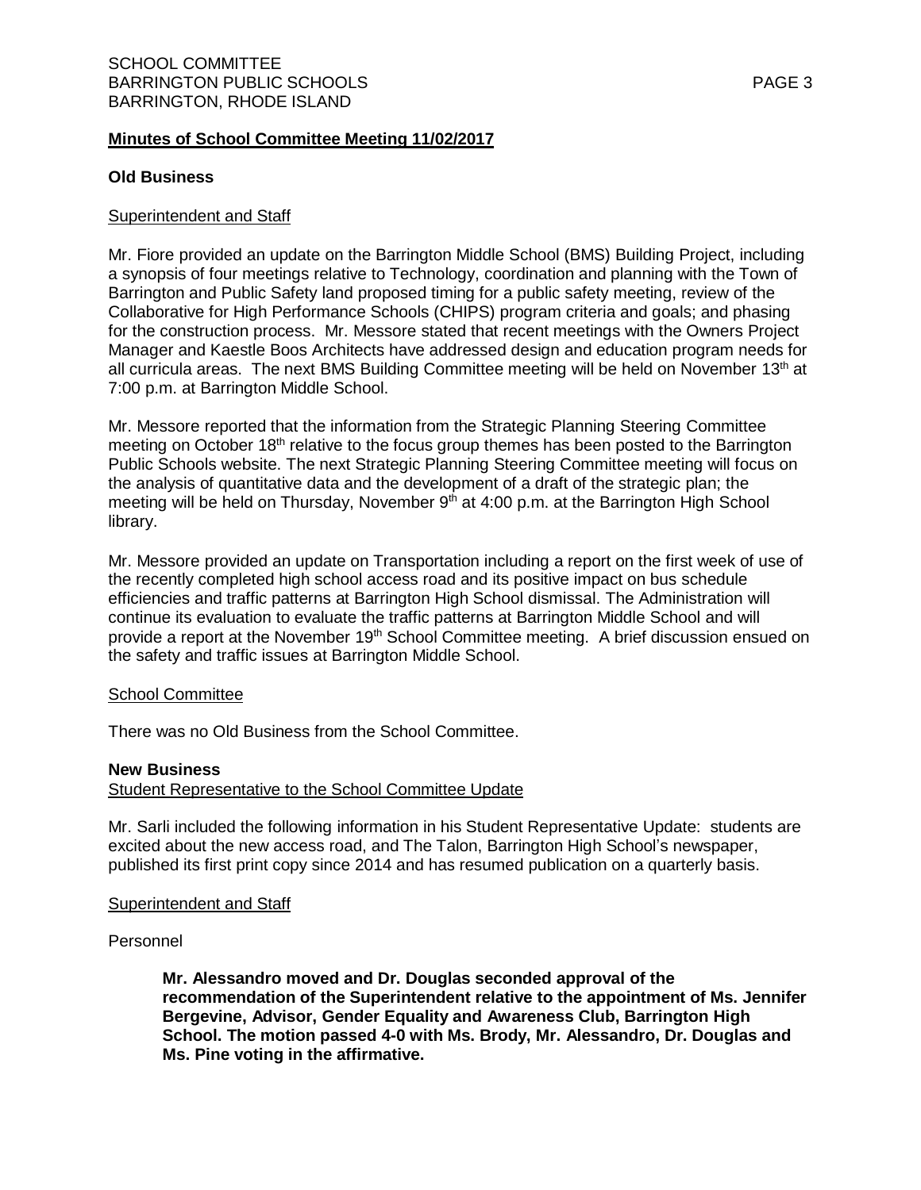**Minutes of School Committee Meeting 11/02/2017**

**Old Business**

Superintendent and Staff

Mr. Fiore provided an update on the Barrington Middle School (BMS) Building Project, including a synopsis of four meetings relative to Technology, coordination and planning with the Town of Barrington and Public Safety land proposed timing for a public safety meeting, review of the Collaborative for High Performance Schools (CHIPS) program criteria and goals; and phasing for the construction process. Mr. Messore stated that recent meetings with the Owners Project Manager and Kaestle Boos Architects have addressed design and education program needs for all curricula areas. The next BMS Building Committee meeting will be held on November 13th at 7:00 p.m. at Barrington Middle School.

Mr. Messore reported that the information from the Strategic Planning Steering Committee meeting on October 18th relative to the focus group themes has been posted to the Barrington Public Schools website. The next Strategic Planning Steering Committee meeting will focus on the analysis of quantitative data and the development of a draft of the strategic plan; the meeting will be held on Thursday, November 9th at 4:00 p.m. at the Barrington High School library.

Mr. Messore provided an update on Transportation including a report on the first week of use of the recently completed high school access road and its positive impact on bus schedule efficiencies and traffic patterns at Barrington High School dismissal. The Administration will continue its evaluation to evaluate the traffic patterns at Barrington Middle School and will provide a report at the November 19th School Committee meeting. A brief discussion ensued on the safety and traffic issues at Barrington Middle School.

School Committee

There was no Old Business from the School Committee.

**New Business**

Student Representative to the School Committee Update

Mr. Sarli included the following information in his Student Representative Update: students are excited about the new access road, and The Talon, Barrington High School's newspaper, published its first print copy since 2014 and has resumed publication on a quarterly basis.

Superintendent and Staff

Personnel

> **Mr. Alessandro moved and Dr. Douglas seconded approval of the recommendation of the Superintendent relative to the appointment of Ms. Jennifer Bergevine, Advisor, Gender Equality and Awareness Club, Barrington High School. The motion passed 4-0 with Ms. Brody, Mr. Alessandro, Dr. Douglas and Ms. Pine voting in the affirmative.**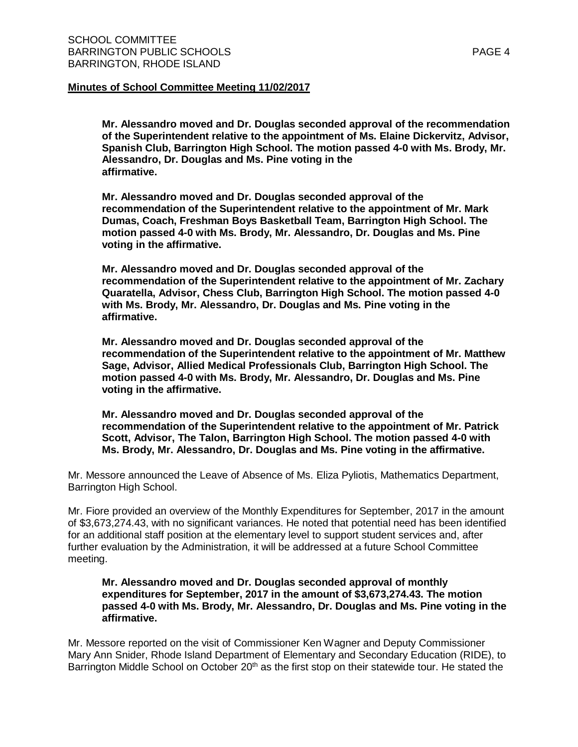**Minutes of School Committee Meeting 11/02/2017**

**Mr. Alessandro moved and Dr. Douglas seconded approval of the recommendation of the Superintendent relative to the appointment of Ms. Elaine Dickervitz, Advisor, Spanish Club, Barrington High School. The motion passed 4-0 with Ms. Brody, Mr. Alessandro, Dr. Douglas and Ms. Pine voting in the affirmative.**

**Mr. Alessandro moved and Dr. Douglas seconded approval of the recommendation of the Superintendent relative to the appointment of Mr. Mark Dumas, Coach, Freshman Boys Basketball Team, Barrington High School. The motion passed 4-0 with Ms. Brody, Mr. Alessandro, Dr. Douglas and Ms. Pine voting in the affirmative.**

**Mr. Alessandro moved and Dr. Douglas seconded approval of the recommendation of the Superintendent relative to the appointment of Mr. Zachary Quaratella, Advisor, Chess Club, Barrington High School. The motion passed 4-0 with Ms. Brody, Mr. Alessandro, Dr. Douglas and Ms. Pine voting in the affirmative.**

**Mr. Alessandro moved and Dr. Douglas seconded approval of the recommendation of the Superintendent relative to the appointment of Mr. Matthew Sage, Advisor, Allied Medical Professionals Club, Barrington High School. The motion passed 4-0 with Ms. Brody, Mr. Alessandro, Dr. Douglas and Ms. Pine voting in the affirmative.**

**Mr. Alessandro moved and Dr. Douglas seconded approval of the recommendation of the Superintendent relative to the appointment of Mr. Patrick Scott, Advisor, The Talon, Barrington High School. The motion passed 4-0 with Ms. Brody, Mr. Alessandro, Dr. Douglas and Ms. Pine voting in the affirmative.**

Mr. Messore announced the Leave of Absence of Ms. Eliza Pyliotis, Mathematics Department, Barrington High School.

Mr. Fiore provided an overview of the Monthly Expenditures for September, 2017 in the amount of $3,673,274.43, with no significant variances. He noted that potential need has been identified for an additional staff position at the elementary level to support student services and, after further evaluation by the Administration, it will be addressed at a future School Committee meeting.

**Mr. Alessandro moved and Dr. Douglas seconded approval of monthly expenditures for September, 2017 in the amount of $3,673,274.43. The motion passed 4-0 with Ms. Brody, Mr. Alessandro, Dr. Douglas and Ms. Pine voting in the affirmative.**

Mr. Messore reported on the visit of Commissioner Ken Wagner and Deputy Commissioner Mary Ann Snider, Rhode Island Department of Elementary and Secondary Education (RIDE), to Barrington Middle School on October 20th as the first stop on their statewide tour. He stated the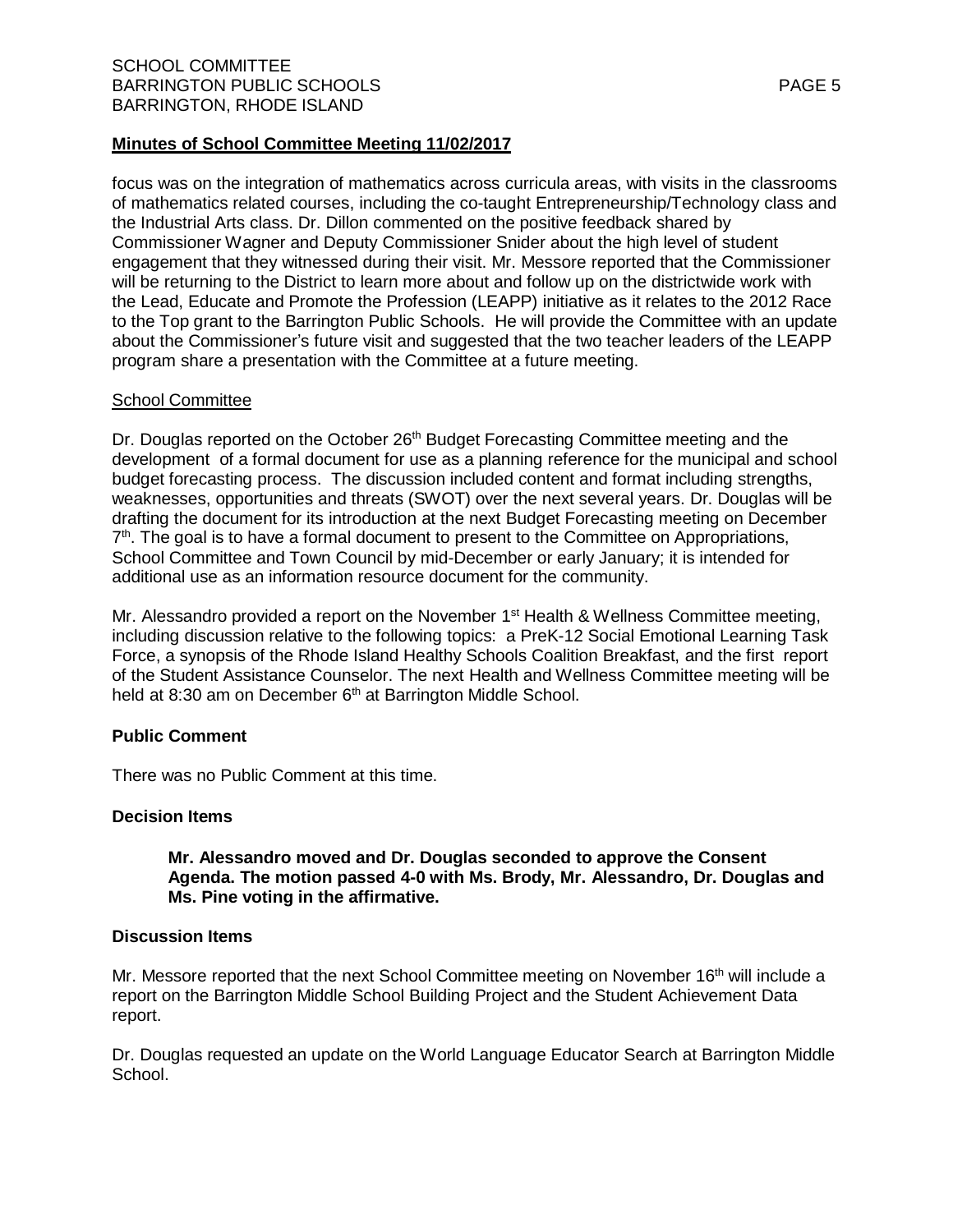## Minutes of School Committee Meeting 11/02/2017

focus was on the integration of mathematics across curricula areas, with visits in the classrooms of mathematics related courses, including the co-taught Entrepreneurship/Technology class and the Industrial Arts class. Dr. Dillon commented on the positive feedback shared by Commissioner Wagner and Deputy Commissioner Snider about the high level of student engagement that they witnessed during their visit. Mr. Messore reported that the Commissioner will be returning to the District to learn more about and follow up on the districtwide work with the Lead, Educate and Promote the Profession (LEAPP) initiative as it relates to the 2012 Race to the Top grant to the Barrington Public Schools. He will provide the Committee with an update about the Commissioner's future visit and suggested that the two teacher leaders of the LEAPP program share a presentation with the Committee at a future meeting.

School Committee

Dr. Douglas reported on the October 26th Budget Forecasting Committee meeting and the development of a formal document for use as a planning reference for the municipal and school budget forecasting process. The discussion included content and format including strengths, weaknesses, opportunities and threats (SWOT) over the next several years. Dr. Douglas will be drafting the document for its introduction at the next Budget Forecasting meeting on December 7th. The goal is to have a formal document to present to the Committee on Appropriations, School Committee and Town Council by mid-December or early January; it is intended for additional use as an information resource document for the community.

Mr. Alessandro provided a report on the November 1st Health & Wellness Committee meeting, including discussion relative to the following topics: a PreK-12 Social Emotional Learning Task Force, a synopsis of the Rhode Island Healthy Schools Coalition Breakfast, and the first report of the Student Assistance Counselor. The next Health and Wellness Committee meeting will be held at 8:30 am on December 6th at Barrington Middle School.

### Public Comment

There was no Public Comment at this time.

### Decision Items

**Mr. Alessandro moved and Dr. Douglas seconded to approve the Consent Agenda. The motion passed 4-0 with Ms. Brody, Mr. Alessandro, Dr. Douglas and Ms. Pine voting in the affirmative.**

### Discussion Items

Mr. Messore reported that the next School Committee meeting on November 16th will include a report on the Barrington Middle School Building Project and the Student Achievement Data report.

Dr. Douglas requested an update on the World Language Educator Search at Barrington Middle School.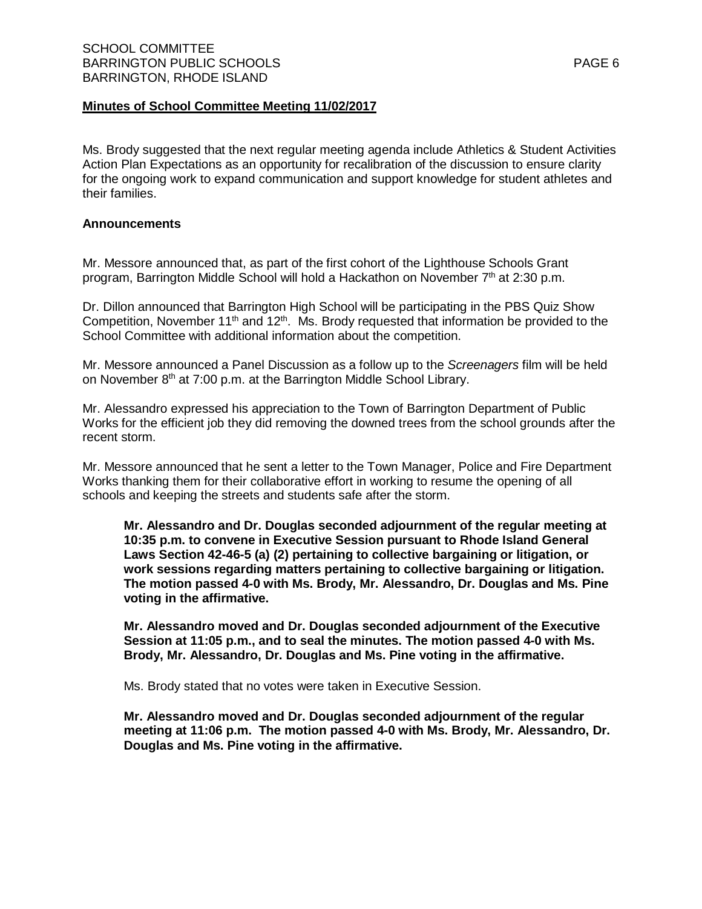## Minutes of School Committee Meeting 11/02/2017

Ms. Brody suggested that the next regular meeting agenda include Athletics & Student Activities Action Plan Expectations as an opportunity for recalibration of the discussion to ensure clarity for the ongoing work to expand communication and support knowledge for student athletes and their families.

### Announcements

Mr. Messore announced that, as part of the first cohort of the Lighthouse Schools Grant program, Barrington Middle School will hold a Hackathon on November 7th at 2:30 p.m.

Dr. Dillon announced that Barrington High School will be participating in the PBS Quiz Show Competition, November 11th and 12th. Ms. Brody requested that information be provided to the School Committee with additional information about the competition.

Mr. Messore announced a Panel Discussion as a follow up to the *Screenagers* film will be held on November 8th at 7:00 p.m. at the Barrington Middle School Library.

Mr. Alessandro expressed his appreciation to the Town of Barrington Department of Public Works for the efficient job they did removing the downed trees from the school grounds after the recent storm.

Mr. Messore announced that he sent a letter to the Town Manager, Police and Fire Department Works thanking them for their collaborative effort in working to resume the opening of all schools and keeping the streets and students safe after the storm.

> **Mr. Alessandro and Dr. Douglas seconded adjournment of the regular meeting at 10:35 p.m. to convene in Executive Session pursuant to Rhode Island General Laws Section 42-46-5 (a) (2) pertaining to collective bargaining or litigation, or work sessions regarding matters pertaining to collective bargaining or litigation. The motion passed 4-0 with Ms. Brody, Mr. Alessandro, Dr. Douglas and Ms. Pine voting in the affirmative.**
>
> **Mr. Alessandro moved and Dr. Douglas seconded adjournment of the Executive Session at 11:05 p.m., and to seal the minutes. The motion passed 4-0 with Ms. Brody, Mr. Alessandro, Dr. Douglas and Ms. Pine voting in the affirmative.**
>
> Ms. Brody stated that no votes were taken in Executive Session.
>
> **Mr. Alessandro moved and Dr. Douglas seconded adjournment of the regular meeting at 11:06 p.m. The motion passed 4-0 with Ms. Brody, Mr. Alessandro, Dr. Douglas and Ms. Pine voting in the affirmative.**